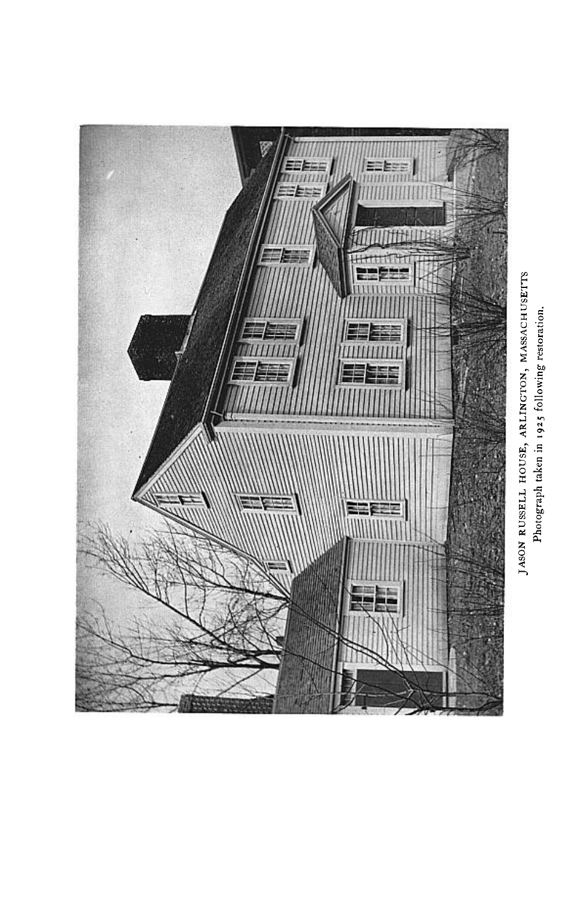JASON RUSSELL HOUSE, ARLINGTON, MASSACHUSETTS
Photograph taken in 1925 following restoration.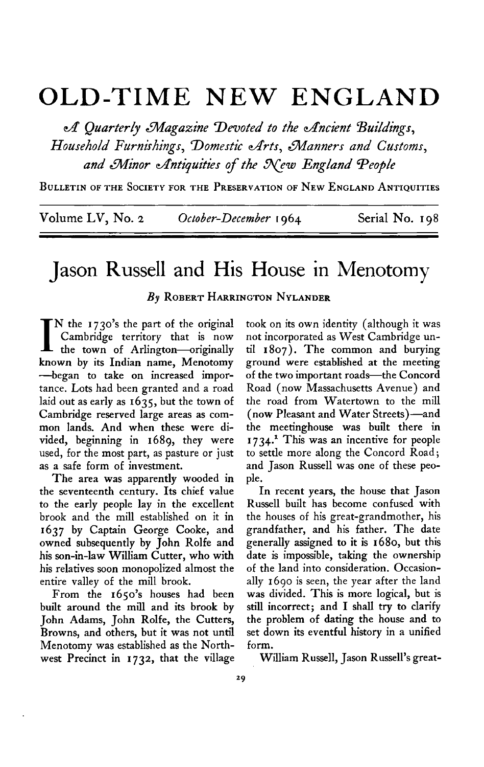# OLD-TIME NEW ENGLAND

*A Quarterly Magazine Devoted to the Ancient Buildings, Household Furnishings, Domestic Arts, Manners and Customs, and Minor Antiquities of the New England People*

BULLETIN OF THE SOCIETY FOR THE PRESERVATION OF NEW ENGLAND ANTIQUITIES

Volume LV, No. 2 — *October-December* 1964 — Serial No. 198

# Jason Russell and His House in Menotomy

*By* ROBERT HARRINGTON NYLANDER

IN the 1730's the part of the original Cambridge territory that is now the town of Arlington—originally known by its Indian name, Menotomy—began to take on increased importance. Lots had been granted and a road laid out as early as 1635, but the town of Cambridge reserved large areas as common lands. And when these were divided, beginning in 1689, they were used, for the most part, as pasture or just as a safe form of investment.

The area was apparently wooded in the seventeenth century. Its chief value to the early people lay in the excellent brook and the mill established on it in 1637 by Captain George Cooke, and owned subsequently by John Rolfe and his son-in-law William Cutter, who with his relatives soon monopolized almost the entire valley of the mill brook.

From the 1650's houses had been built around the mill and its brook by John Adams, John Rolfe, the Cutters, Browns, and others, but it was not until Menotomy was established as the Northwest Precinct in 1732, that the village took on its own identity (although it was not incorporated as West Cambridge until 1807). The common and burying ground were established at the meeting of the two important roads—the Concord Road (now Massachusetts Avenue) and the road from Watertown to the mill (now Pleasant and Water Streets)—and the meetinghouse was built there in 1734.[1] This was an incentive for people to settle more along the Concord Road; and Jason Russell was one of these people.

In recent years, the house that Jason Russell built has become confused with the houses of his great-grandmother, his grandfather, and his father. The date generally assigned to it is 1680, but this date is impossible, taking the ownership of the land into consideration. Occasionally 1690 is seen, the year after the land was divided. This is more logical, but is still incorrect; and I shall try to clarify the problem of dating the house and to set down its eventful history in a unified form.

William Russell, Jason Russell's great-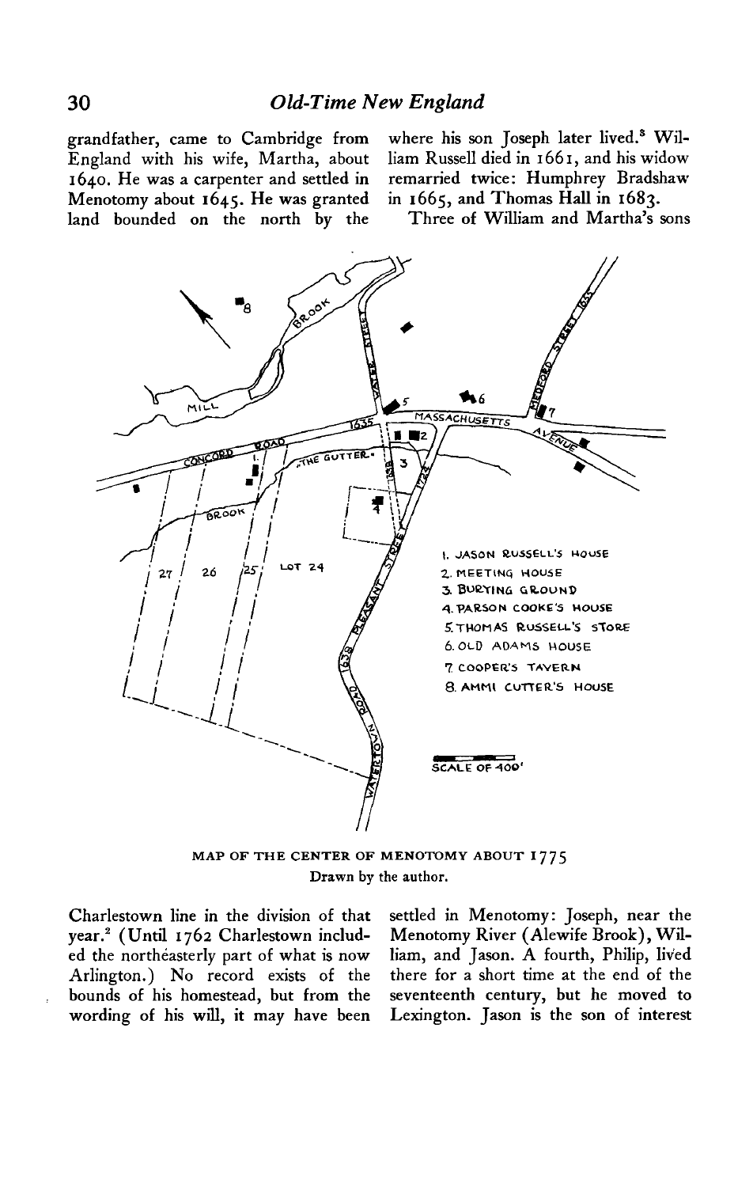grandfather, came to Cambridge from England with his wife, Martha, about 1640. He was a carpenter and settled in Menotomy about 1645. He was granted land bounded on the north by the Charlestown line in the division of that year.[2] (Until 1762 Charlestown included the northeasterly part of what is now Arlington.) No record exists of the bounds of his homestead, but from the wording of his will, it may have been where his son Joseph later lived.[3] William Russell died in 1661, and his widow remarried twice: Humphrey Bradshaw in 1665, and Thomas Hall in 1683.

Three of William and Martha's sons settled in Menotomy: Joseph, near the Menotomy River (Alewife Brook), William, and Jason. A fourth, Philip, lived there for a short time at the end of the seventeenth century, but he moved to Lexington. Jason is the son of interest

MAP OF THE CENTER OF MENOTOMY ABOUT 1775
Drawn by the author.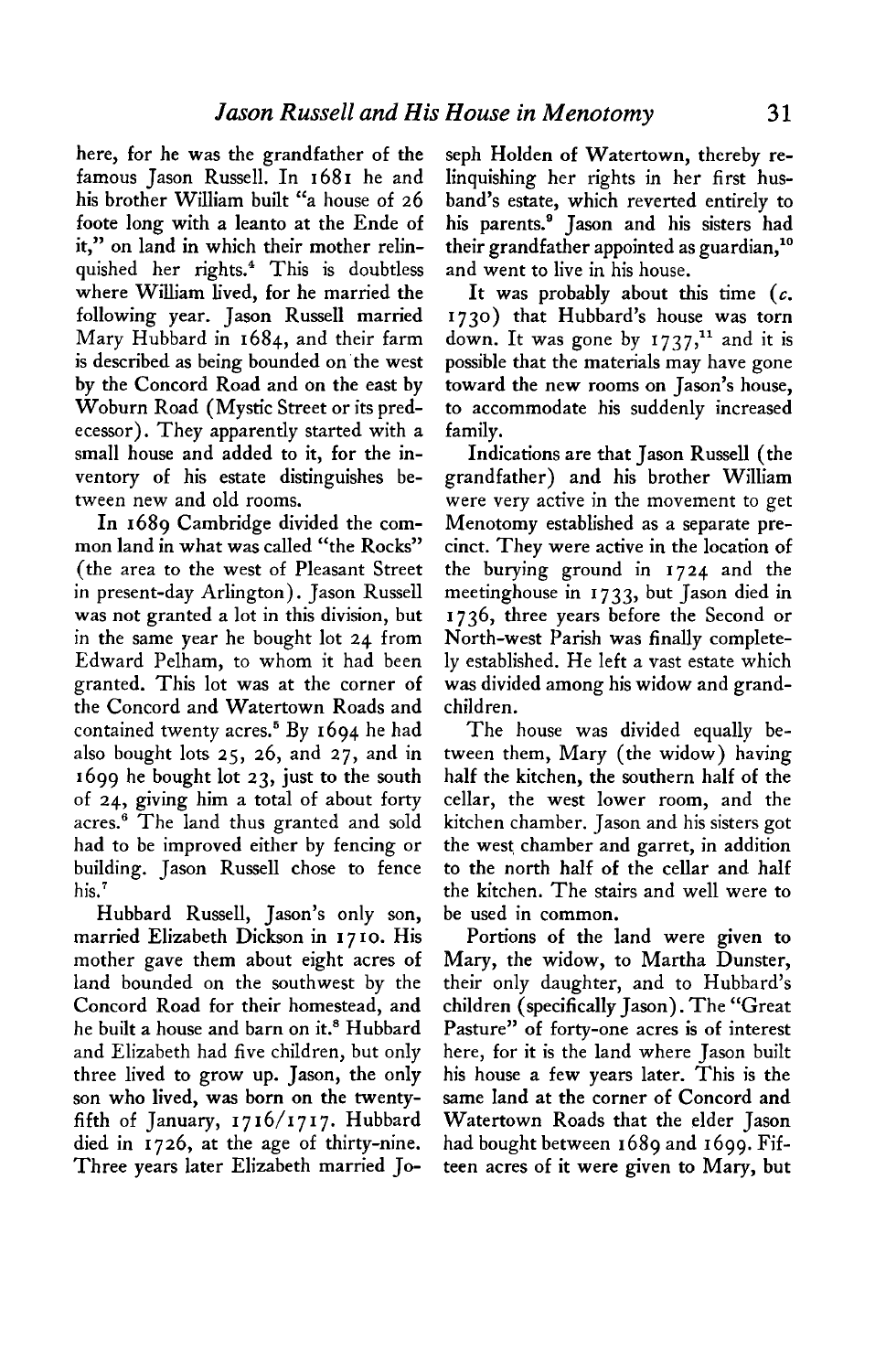here, for he was the grandfather of the famous Jason Russell. In 1681 he and his brother William built "a house of 26 foote long with a leanto at the Ende of it," on land in which their mother relinquished her rights.[4] This is doubtless where William lived, for he married the following year. Jason Russell married Mary Hubbard in 1684, and their farm is described as being bounded on the west by the Concord Road and on the east by Woburn Road (Mystic Street or its predecessor). They apparently started with a small house and added to it, for the inventory of his estate distinguishes between new and old rooms.

In 1689 Cambridge divided the common land in what was called "the Rocks" (the area to the west of Pleasant Street in present-day Arlington). Jason Russell was not granted a lot in this division, but in the same year he bought lot 24 from Edward Pelham, to whom it had been granted. This lot was at the corner of the Concord and Watertown Roads and contained twenty acres.[5] By 1694 he had also bought lots 25, 26, and 27, and in 1699 he bought lot 23, just to the south of 24, giving him a total of about forty acres.[6] The land thus granted and sold had to be improved either by fencing or building. Jason Russell chose to fence his.[7]

Hubbard Russell, Jason's only son, married Elizabeth Dickson in 1710. His mother gave them about eight acres of land bounded on the southwest by the Concord Road for their homestead, and he built a house and barn on it.[8] Hubbard and Elizabeth had five children, but only three lived to grow up. Jason, the only son who lived, was born on the twenty-fifth of January, 1716/1717. Hubbard died in 1726, at the age of thirty-nine. Three years later Elizabeth married Joseph Holden of Watertown, thereby relinquishing her rights in her first husband's estate, which reverted entirely to his parents.[9] Jason and his sisters had their grandfather appointed as guardian,[10] and went to live in his house.

It was probably about this time (*c.* 1730) that Hubbard's house was torn down. It was gone by 1737,[11] and it is possible that the materials may have gone toward the new rooms on Jason's house, to accommodate his suddenly increased family.

Indications are that Jason Russell (the grandfather) and his brother William were very active in the movement to get Menotomy established as a separate precinct. They were active in the location of the burying ground in 1724 and the meetinghouse in 1733, but Jason died in 1736, three years before the Second or North-west Parish was finally completely established. He left a vast estate which was divided among his widow and grandchildren.

The house was divided equally between them, Mary (the widow) having half the kitchen, the southern half of the cellar, the west lower room, and the kitchen chamber. Jason and his sisters got the west chamber and garret, in addition to the north half of the cellar and half the kitchen. The stairs and well were to be used in common.

Portions of the land were given to Mary, the widow, to Martha Dunster, their only daughter, and to Hubbard's children (specifically Jason). The "Great Pasture" of forty-one acres is of interest here, for it is the land where Jason built his house a few years later. This is the same land at the corner of Concord and Watertown Roads that the elder Jason had bought between 1689 and 1699. Fifteen acres of it were given to Mary, but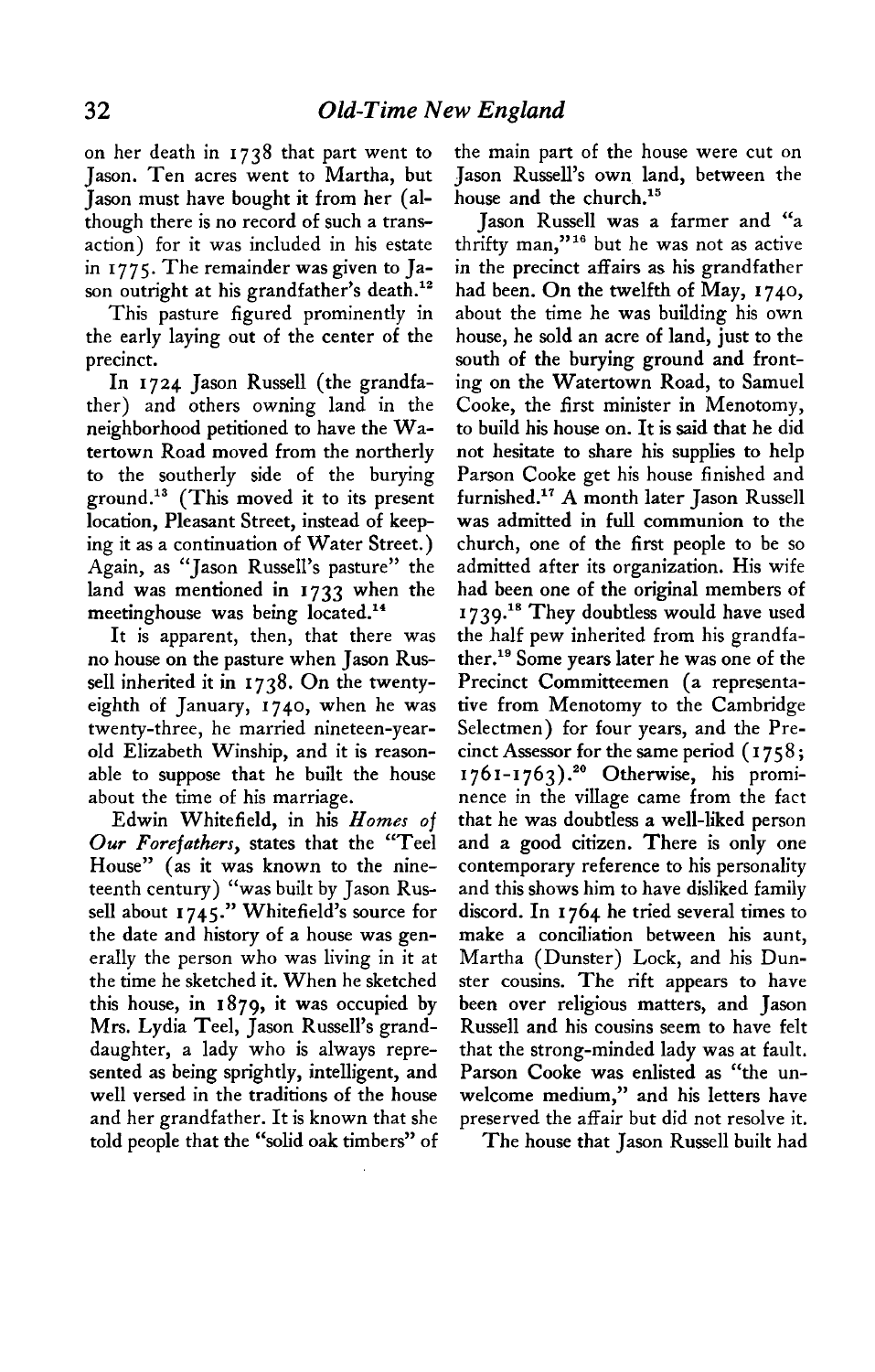on her death in 1738 that part went to Jason. Ten acres went to Martha, but Jason must have bought it from her (although there is no record of such a transaction) for it was included in his estate in 1775. The remainder was given to Jason outright at his grandfather's death.[12]

This pasture figured prominently in the early laying out of the center of the precinct.

In 1724 Jason Russell (the grandfather) and others owning land in the neighborhood petitioned to have the Watertown Road moved from the northerly to the southerly side of the burying ground.[13] (This moved it to its present location, Pleasant Street, instead of keeping it as a continuation of Water Street.) Again, as "Jason Russell's pasture" the land was mentioned in 1733 when the meetinghouse was being located.[14]

It is apparent, then, that there was no house on the pasture when Jason Russell inherited it in 1738. On the twenty-eighth of January, 1740, when he was twenty-three, he married nineteen-year-old Elizabeth Winship, and it is reasonable to suppose that he built the house about the time of his marriage.

Edwin Whitefield, in his *Homes of Our Forefathers*, states that the "Teel House" (as it was known to the nineteenth century) "was built by Jason Russell about 1745." Whitefield's source for the date and history of a house was generally the person who was living in it at the time he sketched it. When he sketched this house, in 1879, it was occupied by Mrs. Lydia Teel, Jason Russell's granddaughter, a lady who is always represented as being sprightly, intelligent, and well versed in the traditions of the house and her grandfather. It is known that she told people that the "solid oak timbers" of the main part of the house were cut on Jason Russell's own land, between the house and the church.[15]

Jason Russell was a farmer and "a thrifty man,"[16] but he was not as active in the precinct affairs as his grandfather had been. On the twelfth of May, 1740, about the time he was building his own house, he sold an acre of land, just to the south of the burying ground and fronting on the Watertown Road, to Samuel Cooke, the first minister in Menotomy, to build his house on. It is said that he did not hesitate to share his supplies to help Parson Cooke get his house finished and furnished.[17] A month later Jason Russell was admitted in full communion to the church, one of the first people to be so admitted after its organization. His wife had been one of the original members of 1739.[18] They doubtless would have used the half pew inherited from his grandfather.[19] Some years later he was one of the Precinct Committeemen (a representative from Menotomy to the Cambridge Selectmen) for four years, and the Precinct Assessor for the same period (1758; 1761-1763).[20] Otherwise, his prominence in the village came from the fact that he was doubtless a well-liked person and a good citizen. There is only one contemporary reference to his personality and this shows him to have disliked family discord. In 1764 he tried several times to make a conciliation between his aunt, Martha (Dunster) Lock, and his Dunster cousins. The rift appears to have been over religious matters, and Jason Russell and his cousins seem to have felt that the strong-minded lady was at fault. Parson Cooke was enlisted as "the unwelcome medium," and his letters have preserved the affair but did not resolve it.

The house that Jason Russell built had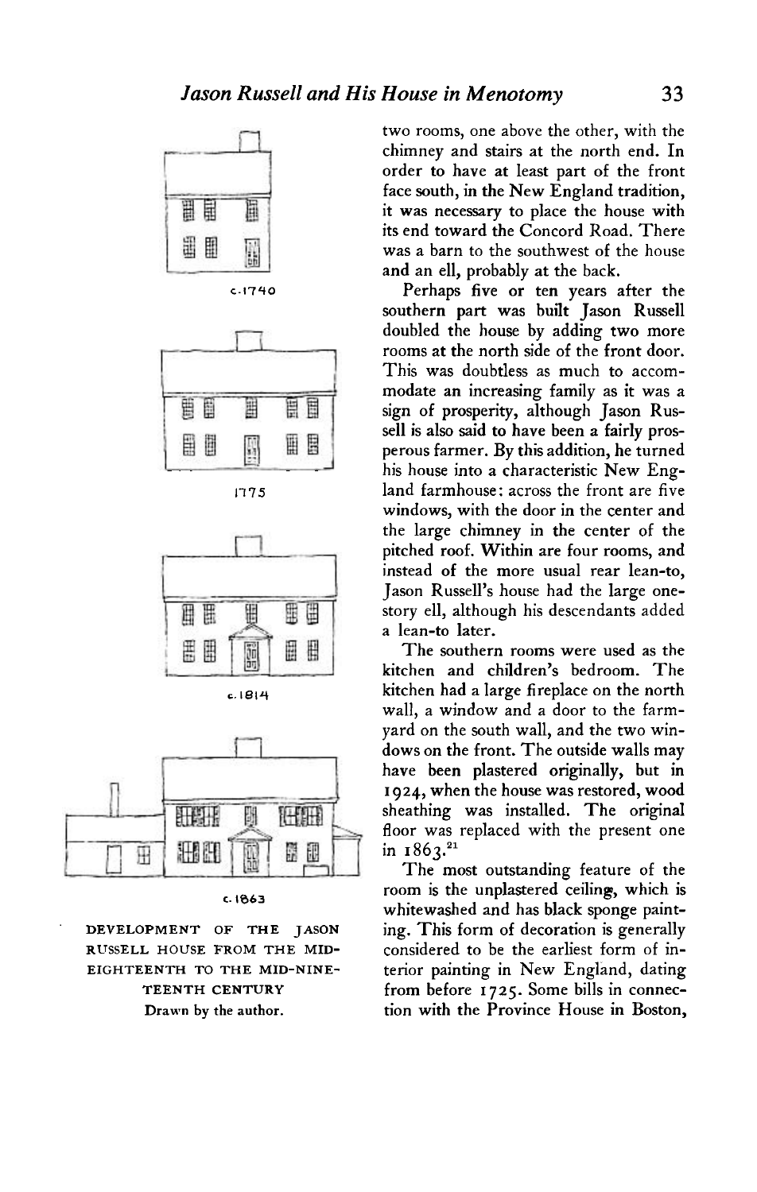c.1740

1775

c.1814

c.1863

DEVELOPMENT OF THE JASON RUSSELL HOUSE FROM THE MID-EIGHTEENTH TO THE MID-NINETEENTH CENTURY
Drawn by the author.

two rooms, one above the other, with the chimney and stairs at the north end. In order to have at least part of the front face south, in the New England tradition, it was necessary to place the house with its end toward the Concord Road. There was a barn to the southwest of the house and an ell, probably at the back.

Perhaps five or ten years after the southern part was built Jason Russell doubled the house by adding two more rooms at the north side of the front door. This was doubtless as much to accommodate an increasing family as it was a sign of prosperity, although Jason Russell is also said to have been a fairly prosperous farmer. By this addition, he turned his house into a characteristic New England farmhouse: across the front are five windows, with the door in the center and the large chimney in the center of the pitched roof. Within are four rooms, and instead of the more usual rear lean-to, Jason Russell's house had the large one-story ell, although his descendants added a lean-to later.

The southern rooms were used as the kitchen and children's bedroom. The kitchen had a large fireplace on the north wall, a window and a door to the farmyard on the south wall, and the two windows on the front. The outside walls may have been plastered originally, but in 1924, when the house was restored, wood sheathing was installed. The original floor was replaced with the present one in 1863.[21]

The most outstanding feature of the room is the unplastered ceiling, which is whitewashed and has black sponge painting. This form of decoration is generally considered to be the earliest form of interior painting in New England, dating from before 1725. Some bills in connection with the Province House in Boston,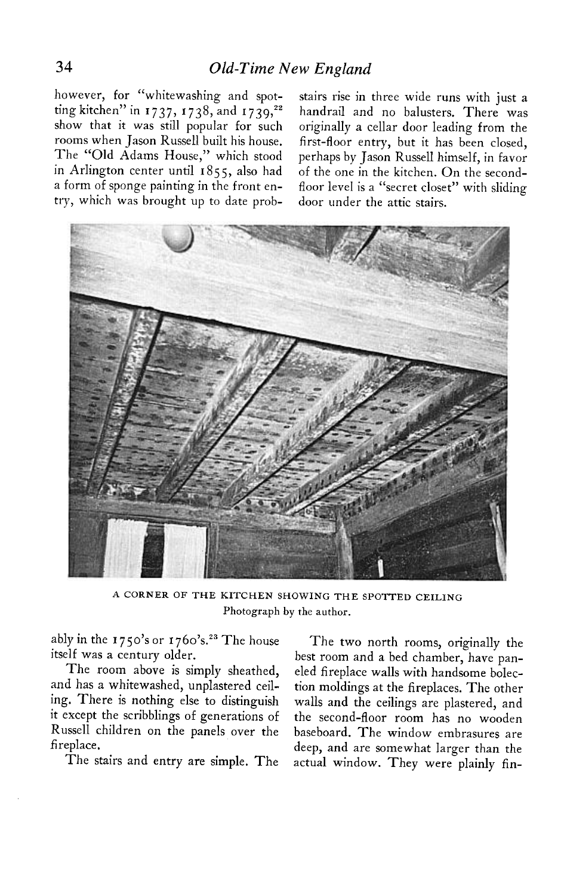however, for "whitewashing and spotting kitchen" in 1737, 1738, and 1739,[22] show that it was still popular for such rooms when Jason Russell built his house. The "Old Adams House," which stood in Arlington center until 1855, also had a form of sponge painting in the front entry, which was brought up to date probably in the 1750's or 1760's.[23] The house itself was a century older.

The room above is simply sheathed, and has a whitewashed, unplastered ceiling. There is nothing else to distinguish it except the scribblings of generations of Russell children on the panels over the fireplace.

The stairs and entry are simple. The stairs rise in three wide runs with just a handrail and no balusters. There was originally a cellar door leading from the first-floor entry, but it has been closed, perhaps by Jason Russell himself, in favor of the one in the kitchen. On the second-floor level is a "secret closet" with sliding door under the attic stairs.

A CORNER OF THE KITCHEN SHOWING THE SPOTTED CEILING
Photograph by the author.

The two north rooms, originally the best room and a bed chamber, have paneled fireplace walls with handsome bolection moldings at the fireplaces. The other walls and the ceilings are plastered, and the second-floor room has no wooden baseboard. The window embrasures are deep, and are somewhat larger than the actual window. They were plainly fin-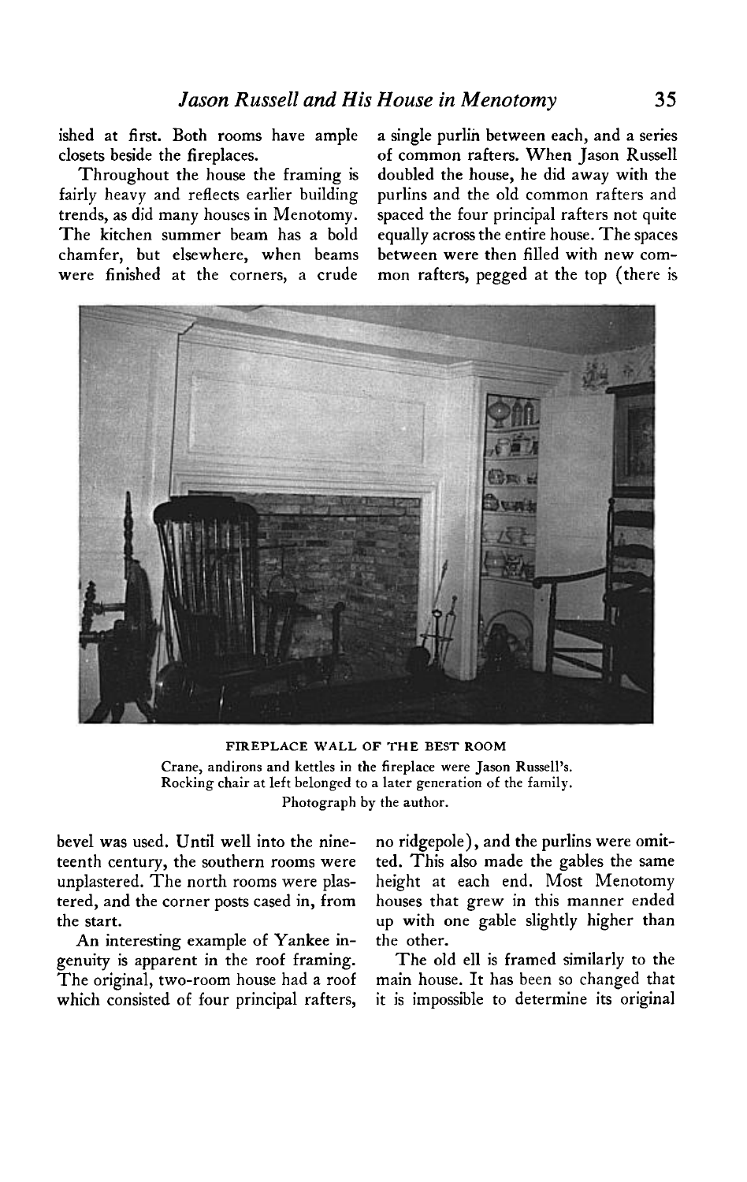ished at first. Both rooms have ample closets beside the fireplaces.

Throughout the house the framing is fairly heavy and reflects earlier building trends, as did many houses in Menotomy. The kitchen summer beam has a bold chamfer, but elsewhere, when beams were finished at the corners, a crude bevel was used. Until well into the nineteenth century, the southern rooms were unplastered. The north rooms were plastered, and the corner posts cased in, from the start.

An interesting example of Yankee ingenuity is apparent in the roof framing. The original, two-room house had a roof which consisted of four principal rafters, a single purlin between each, and a series of common rafters. When Jason Russell doubled the house, he did away with the purlins and the old common rafters and spaced the four principal rafters not quite equally across the entire house. The spaces between were then filled with new common rafters, pegged at the top (there is no ridgepole), and the purlins were omitted. This also made the gables the same height at each end. Most Menotomy houses that grew in this manner ended up with one gable slightly higher than the other.

The old ell is framed similarly to the main house. It has been so changed that it is impossible to determine its original

FIREPLACE WALL OF THE BEST ROOM

Crane, andirons and kettles in the fireplace were Jason Russell's. Rocking chair at left belonged to a later generation of the family. Photograph by the author.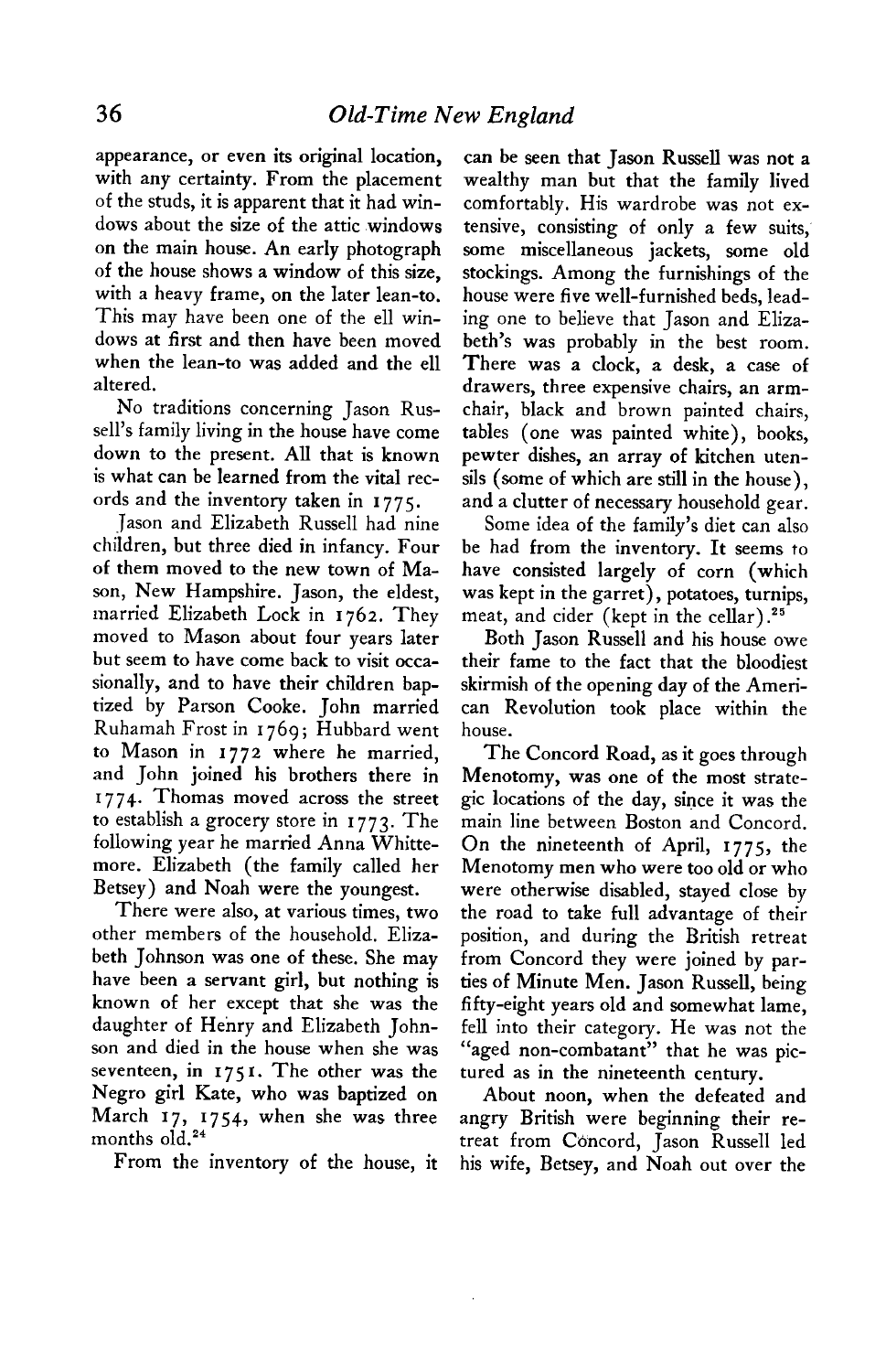appearance, or even its original location, with any certainty. From the placement of the studs, it is apparent that it had windows about the size of the attic windows on the main house. An early photograph of the house shows a window of this size, with a heavy frame, on the later lean-to. This may have been one of the ell windows at first and then have been moved when the lean-to was added and the ell altered.

No traditions concerning Jason Russell's family living in the house have come down to the present. All that is known is what can be learned from the vital records and the inventory taken in 1775.

Jason and Elizabeth Russell had nine children, but three died in infancy. Four of them moved to the new town of Mason, New Hampshire. Jason, the eldest, married Elizabeth Lock in 1762. They moved to Mason about four years later but seem to have come back to visit occasionally, and to have their children baptized by Parson Cooke. John married Ruhamah Frost in 1769; Hubbard went to Mason in 1772 where he married, and John joined his brothers there in 1774. Thomas moved across the street to establish a grocery store in 1773. The following year he married Anna Whittemore. Elizabeth (the family called her Betsey) and Noah were the youngest.

There were also, at various times, two other members of the household. Elizabeth Johnson was one of these. She may have been a servant girl, but nothing is known of her except that she was the daughter of Henry and Elizabeth Johnson and died in the house when she was seventeen, in 1751. The other was the Negro girl Kate, who was baptized on March 17, 1754, when she was three months old.[24]

From the inventory of the house, it can be seen that Jason Russell was not a wealthy man but that the family lived comfortably. His wardrobe was not extensive, consisting of only a few suits, some miscellaneous jackets, some old stockings. Among the furnishings of the house were five well-furnished beds, leading one to believe that Jason and Elizabeth's was probably in the best room. There was a clock, a desk, a case of drawers, three expensive chairs, an armchair, black and brown painted chairs, tables (one was painted white), books, pewter dishes, an array of kitchen utensils (some of which are still in the house), and a clutter of necessary household gear.

Some idea of the family's diet can also be had from the inventory. It seems to have consisted largely of corn (which was kept in the garret), potatoes, turnips, meat, and cider (kept in the cellar).[25]

Both Jason Russell and his house owe their fame to the fact that the bloodiest skirmish of the opening day of the American Revolution took place within the house.

The Concord Road, as it goes through Menotomy, was one of the most strategic locations of the day, since it was the main line between Boston and Concord. On the nineteenth of April, 1775, the Menotomy men who were too old or who were otherwise disabled, stayed close by the road to take full advantage of their position, and during the British retreat from Concord they were joined by parties of Minute Men. Jason Russell, being fifty-eight years old and somewhat lame, fell into their category. He was not the "aged non-combatant" that he was pictured as in the nineteenth century.

About noon, when the defeated and angry British were beginning their retreat from Concord, Jason Russell led his wife, Betsey, and Noah out over the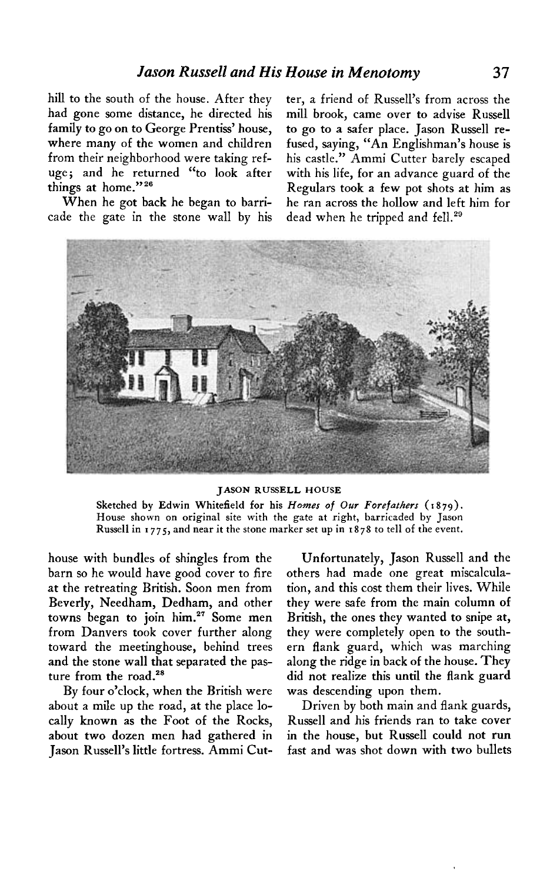hill to the south of the house. After they had gone some distance, he directed his family to go on to George Prentiss' house, where many of the women and children from their neighborhood were taking refuge; and he returned "to look after things at home."[26]

When he got back he began to barricade the gate in the stone wall by his house with bundles of shingles from the barn so he would have good cover to fire at the retreating British. Soon men from Beverly, Needham, Dedham, and other towns began to join him.[27] Some men from Danvers took cover further along toward the meetinghouse, behind trees and the stone wall that separated the pasture from the road.[28]

By four o'clock, when the British were about a mile up the road, at the place locally known as the Foot of the Rocks, about two dozen men had gathered in Jason Russell's little fortress. Ammi Cutter, a friend of Russell's from across the mill brook, came over to advise Russell to go to a safer place. Jason Russell refused, saying, "An Englishman's house is his castle." Ammi Cutter barely escaped with his life, for an advance guard of the Regulars took a few pot shots at him as he ran across the hollow and left him for dead when he tripped and fell.[29]

JASON RUSSELL HOUSE

Sketched by Edwin Whitefield for his *Homes of Our Forefathers* (1879). House shown on original site with the gate at right, barricaded by Jason Russell in 1775, and near it the stone marker set up in 1878 to tell of the event.

Unfortunately, Jason Russell and the others had made one great miscalculation, and this cost them their lives. While they were safe from the main column of British, the ones they wanted to snipe at, they were completely open to the southern flank guard, which was marching along the ridge in back of the house. They did not realize this until the flank guard was descending upon them.

Driven by both main and flank guards, Russell and his friends ran to take cover in the house, but Russell could not run fast and was shot down with two bullets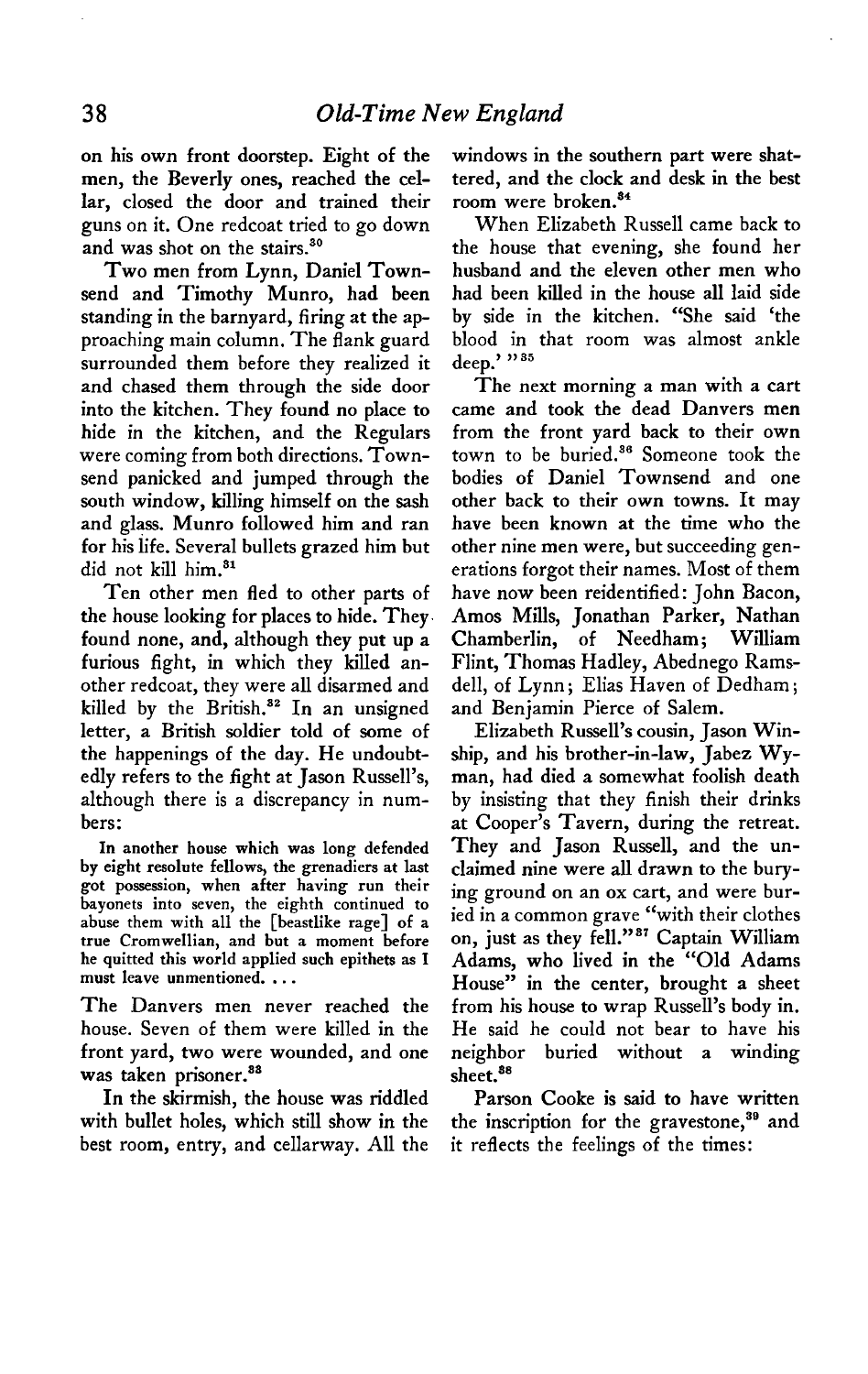on his own front doorstep. Eight of the men, the Beverly ones, reached the cellar, closed the door and trained their guns on it. One redcoat tried to go down and was shot on the stairs.[30]

Two men from Lynn, Daniel Townsend and Timothy Munro, had been standing in the barnyard, firing at the approaching main column. The flank guard surrounded them before they realized it and chased them through the side door into the kitchen. They found no place to hide in the kitchen, and the Regulars were coming from both directions. Townsend panicked and jumped through the south window, killing himself on the sash and glass. Munro followed him and ran for his life. Several bullets grazed him but did not kill him.[31]

Ten other men fled to other parts of the house looking for places to hide. They found none, and, although they put up a furious fight, in which they killed another redcoat, they were all disarmed and killed by the British.[32] In an unsigned letter, a British soldier told of some of the happenings of the day. He undoubtedly refers to the fight at Jason Russell's, although there is a discrepancy in numbers:

> In another house which was long defended by eight resolute fellows, the grenadiers at last got possession, when after having run their bayonets into seven, the eighth continued to abuse them with all the [beastlike rage] of a true Cromwellian, and but a moment before he quitted this world applied such epithets as I must leave unmentioned. . . .

The Danvers men never reached the house. Seven of them were killed in the front yard, two were wounded, and one was taken prisoner.[33]

In the skirmish, the house was riddled with bullet holes, which still show in the best room, entry, and cellarway. All the windows in the southern part were shattered, and the clock and desk in the best room were broken.[34]

When Elizabeth Russell came back to the house that evening, she found her husband and the eleven other men who had been killed in the house all laid side by side in the kitchen. "She said 'the blood in that room was almost ankle deep.' "[35]

The next morning a man with a cart came and took the dead Danvers men from the front yard back to their own town to be buried.[36] Someone took the bodies of Daniel Townsend and one other back to their own towns. It may have been known at the time who the other nine men were, but succeeding generations forgot their names. Most of them have now been reidentified: John Bacon, Amos Mills, Jonathan Parker, Nathan Chamberlin, of Needham; William Flint, Thomas Hadley, Abednego Ramsdell, of Lynn; Elias Haven of Dedham; and Benjamin Pierce of Salem.

Elizabeth Russell's cousin, Jason Winship, and his brother-in-law, Jabez Wyman, had died a somewhat foolish death by insisting that they finish their drinks at Cooper's Tavern, during the retreat. They and Jason Russell, and the unclaimed nine were all drawn to the burying ground on an ox cart, and were buried in a common grave "with their clothes on, just as they fell."[37] Captain William Adams, who lived in the "Old Adams House" in the center, brought a sheet from his house to wrap Russell's body in. He said he could not bear to have his neighbor buried without a winding sheet.[38]

Parson Cooke is said to have written the inscription for the gravestone,[39] and it reflects the feelings of the times: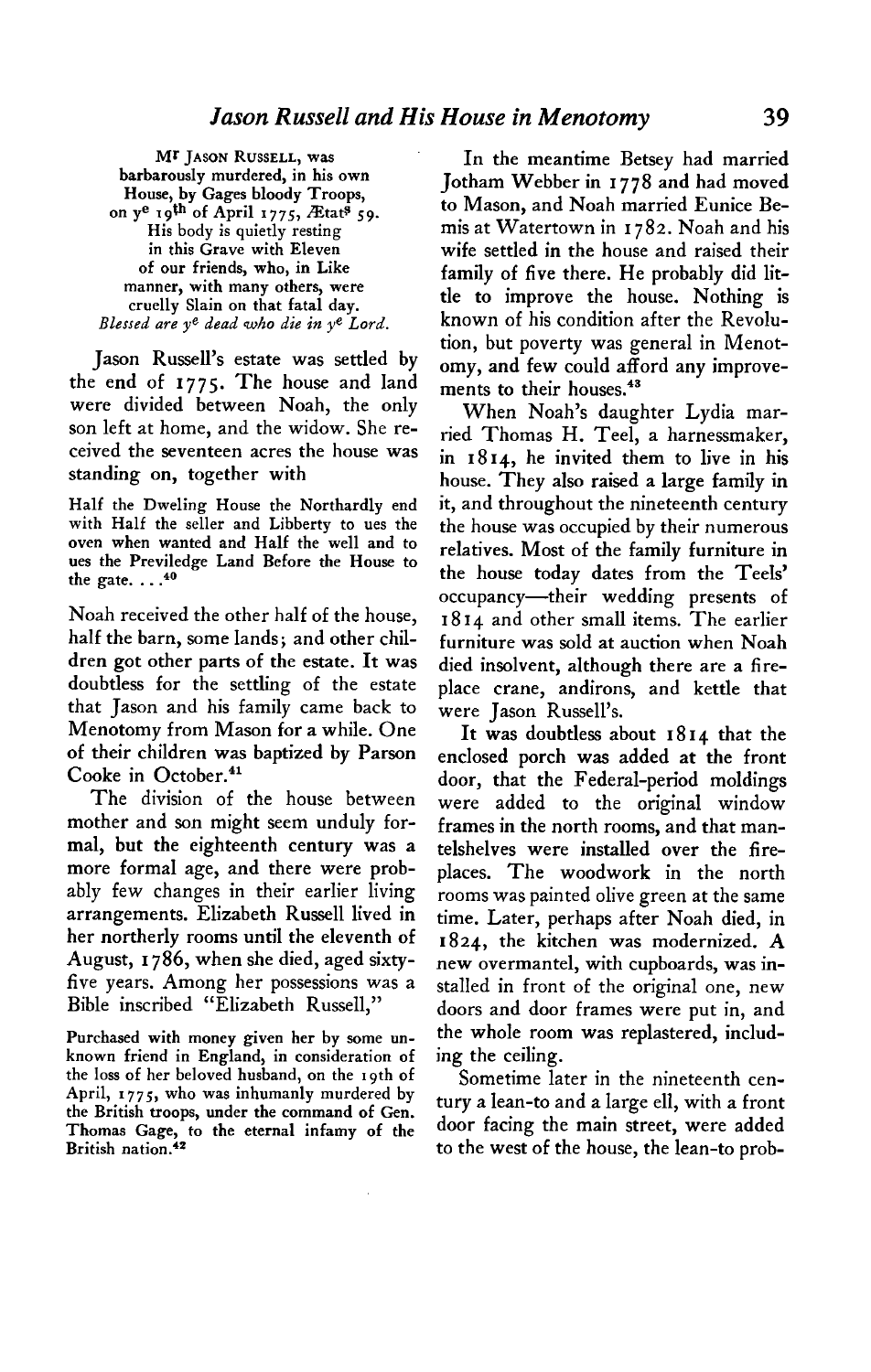M^r JASON RUSSELL, was
barbarously murdered, in his own
House, by Gages bloody Troops,
on y^e 19^th of April 1775, Ætat^s 59.
His body is quietly resting
in this Grave with Eleven
of our friends, who, in Like
manner, with many others, were
cruelly Slain on that fatal day.
*Blessed are y^e dead who die in y^e Lord.*

Jason Russell's estate was settled by the end of 1775. The house and land were divided between Noah, the only son left at home, and the widow. She received the seventeen acres the house was standing on, together with

> Half the Dweling House the Northardly end with Half the seller and Libberty to ues the oven when wanted and Half the well and to ues the Previledge Land Before the House to the gate. . . .[40]

Noah received the other half of the house, half the barn, some lands; and other children got other parts of the estate. It was doubtless for the settling of the estate that Jason and his family came back to Menotomy from Mason for a while. One of their children was baptized by Parson Cooke in October.[41]

The division of the house between mother and son might seem unduly formal, but the eighteenth century was a more formal age, and there were probably few changes in their earlier living arrangements. Elizabeth Russell lived in her northerly rooms until the eleventh of August, 1786, when she died, aged sixty-five years. Among her possessions was a Bible inscribed "Elizabeth Russell,"

> Purchased with money given her by some unknown friend in England, in consideration of the loss of her beloved husband, on the 19th of April, 1775, who was inhumanly murdered by the British troops, under the command of Gen. Thomas Gage, to the eternal infamy of the British nation.[42]

In the meantime Betsey had married Jotham Webber in 1778 and had moved to Mason, and Noah married Eunice Bemis at Watertown in 1782. Noah and his wife settled in the house and raised their family of five there. He probably did little to improve the house. Nothing is known of his condition after the Revolution, but poverty was general in Menotomy, and few could afford any improvements to their houses.[43]

When Noah's daughter Lydia married Thomas H. Teel, a harnessmaker, in 1814, he invited them to live in his house. They also raised a large family in it, and throughout the nineteenth century the house was occupied by their numerous relatives. Most of the family furniture in the house today dates from the Teels' occupancy—their wedding presents of 1814 and other small items. The earlier furniture was sold at auction when Noah died insolvent, although there are a fireplace crane, andirons, and kettle that were Jason Russell's.

It was doubtless about 1814 that the enclosed porch was added at the front door, that the Federal-period moldings were added to the original window frames in the north rooms, and that mantelshelves were installed over the fireplaces. The woodwork in the north rooms was painted olive green at the same time. Later, perhaps after Noah died, in 1824, the kitchen was modernized. A new overmantel, with cupboards, was installed in front of the original one, new doors and door frames were put in, and the whole room was replastered, including the ceiling.

Sometime later in the nineteenth century a lean-to and a large ell, with a front door facing the main street, were added to the west of the house, the lean-to prob-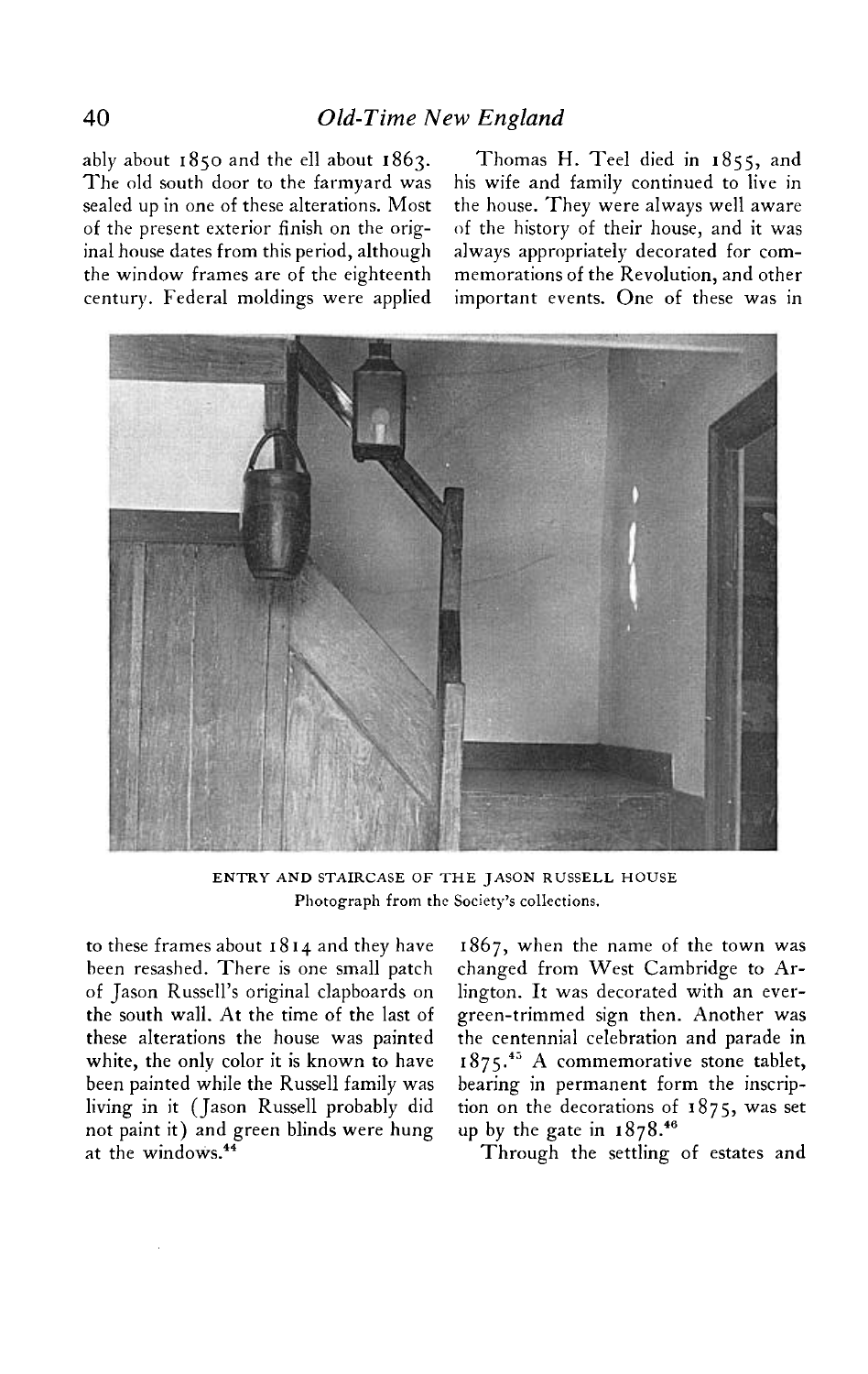ably about 1850 and the ell about 1863. The old south door to the farmyard was sealed up in one of these alterations. Most of the present exterior finish on the original house dates from this period, although the window frames are of the eighteenth century. Federal moldings were applied to these frames about 1814 and they have been resashed. There is one small patch of Jason Russell's original clapboards on the south wall. At the time of the last of these alterations the house was painted white, the only color it is known to have been painted while the Russell family was living in it (Jason Russell probably did not paint it) and green blinds were hung at the windows.[44]

Thomas H. Teel died in 1855, and his wife and family continued to live in the house. They were always well aware of the history of their house, and it was always appropriately decorated for commemorations of the Revolution, and other important events. One of these was in 1867, when the name of the town was changed from West Cambridge to Arlington. It was decorated with an evergreen-trimmed sign then. Another was the centennial celebration and parade in 1875.[45] A commemorative stone tablet, bearing in permanent form the inscription on the decorations of 1875, was set up by the gate in 1878.[46]

Through the settling of estates and

ENTRY AND STAIRCASE OF THE JASON RUSSELL HOUSE
Photograph from the Society's collections.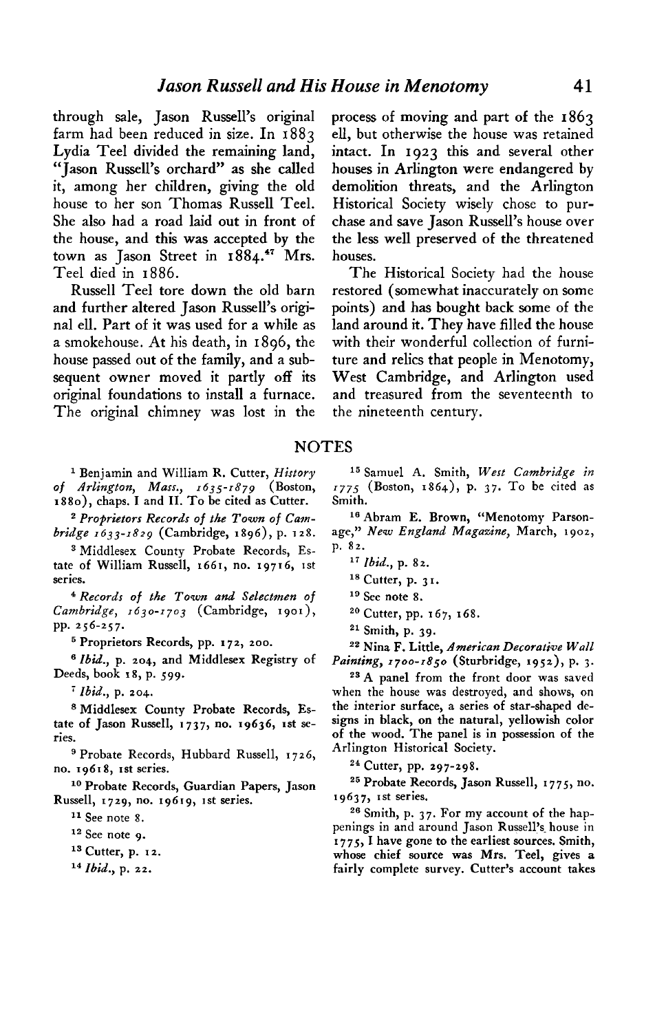through sale, Jason Russell's original farm had been reduced in size. In 1883 Lydia Teel divided the remaining land, "Jason Russell's orchard" as she called it, among her children, giving the old house to her son Thomas Russell Teel. She also had a road laid out in front of the house, and this was accepted by the town as Jason Street in 1884.[47] Mrs. Teel died in 1886.

Russell Teel tore down the old barn and further altered Jason Russell's original ell. Part of it was used for a while as a smokehouse. At his death, in 1896, the house passed out of the family, and a subsequent owner moved it partly off its original foundations to install a furnace. The original chimney was lost in the process of moving and part of the 1863 ell, but otherwise the house was retained intact. In 1923 this and several other houses in Arlington were endangered by demolition threats, and the Arlington Historical Society wisely chose to purchase and save Jason Russell's house over the less well preserved of the threatened houses.

The Historical Society had the house restored (somewhat inaccurately on some points) and has bought back some of the land around it. They have filled the house with their wonderful collection of furniture and relics that people in Menotomy, West Cambridge, and Arlington used and treasured from the seventeenth to the nineteenth century.

## NOTES

[1] Benjamin and William R. Cutter, *History of Arlington, Mass., 1635-1879* (Boston, 1880), chaps. I and II. To be cited as Cutter.

[2] *Proprietors Records of the Town of Cambridge 1633-1829* (Cambridge, 1896), p. 128.

[3] Middlesex County Probate Records, Estate of William Russell, 1661, no. 19716, 1st series.

[4] *Records of the Town and Selectmen of Cambridge, 1630-1703* (Cambridge, 1901), pp. 256-257.

[5] Proprietors Records, pp. 172, 200.

[6] *Ibid.*, p. 204, and Middlesex Registry of Deeds, book 18, p. 599.

[7] *Ibid.*, p. 204.

[8] Middlesex County Probate Records, Estate of Jason Russell, 1737, no. 19636, 1st series.

[9] Probate Records, Hubbard Russell, 1726, no. 19618, 1st series.

[10] Probate Records, Guardian Papers, Jason Russell, 1729, no. 19619, 1st series.

[11] See note 8.

[12] See note 9.

[13] Cutter, p. 12.

[14] *Ibid.*, p. 22.

[15] Samuel A. Smith, *West Cambridge in 1775* (Boston, 1864), p. 37. To be cited as Smith.

[16] Abram E. Brown, "Menotomy Parsonage," *New England Magazine*, March, 1902, p. 82.

[17] *Ibid.*, p. 82.

[18] Cutter, p. 31.

[19] See note 8.

[20] Cutter, pp. 167, 168.

[21] Smith, p. 39.

[22] Nina F. Little, *American Decorative Wall Painting, 1700-1850* (Sturbridge, 1952), p. 3.

[23] A panel from the front door was saved when the house was destroyed, and shows, on the interior surface, a series of star-shaped designs in black, on the natural, yellowish color of the wood. The panel is in possession of the Arlington Historical Society.

[24] Cutter, pp. 297-298.

[25] Probate Records, Jason Russell, 1775, no. 19637, 1st series.

[26] Smith, p. 37. For my account of the happenings in and around Jason Russell's house in 1775, I have gone to the earliest sources. Smith, whose chief source was Mrs. Teel, gives a fairly complete survey. Cutter's account takes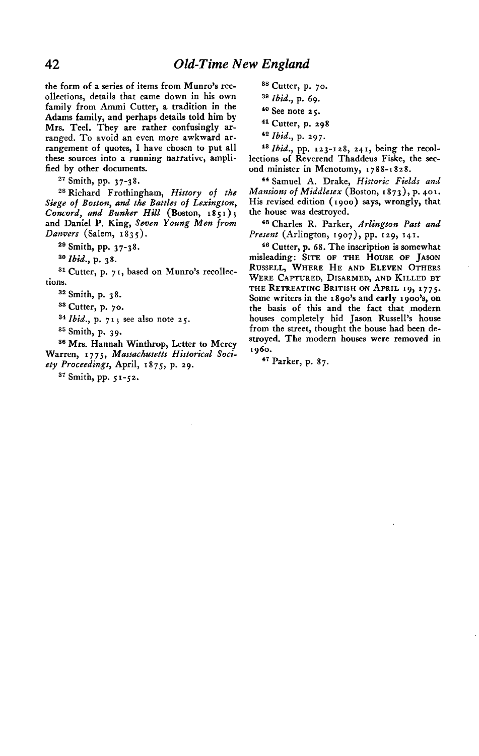the form of a series of items from Munro's recollections, details that came down in his own family from Ammi Cutter, a tradition in the Adams family, and perhaps details told him by Mrs. Teel. They are rather confusingly arranged. To avoid an even more awkward arrangement of quotes, I have chosen to put all these sources into a running narrative, amplified by other documents.

[27] Smith, pp. 37-38.

[28] Richard Frothingham, *History of the Siege of Boston, and the Battles of Lexington, Concord, and Bunker Hill* (Boston, 1851); and Daniel P. King, *Seven Young Men from Danvers* (Salem, 1835).

[29] Smith, pp. 37-38.

[30] *Ibid.*, p. 38.

[31] Cutter, p. 71, based on Munro's recollections.

[32] Smith, p. 38.

[33] Cutter, p. 70.

[34] *Ibid.*, p. 71; see also note 25.

[35] Smith, p. 39.

[36] Mrs. Hannah Winthrop, Letter to Mercy Warren, 1775, *Massachusetts Historical Society Proceedings*, April, 1875, p. 29.

[37] Smith, pp. 51-52.

[38] Cutter, p. 70.

[39] *Ibid.*, p. 69.

[40] See note 25.

[41] Cutter, p. 298

[42] *Ibid.*, p. 297.

[43] *Ibid.*, pp. 123-128, 241, being the recollections of Reverend Thaddeus Fiske, the second minister in Menotomy, 1788-1828.

[44] Samuel A. Drake, *Historic Fields and Mansions of Middlesex* (Boston, 1873), p. 401. His revised edition (1900) says, wrongly, that the house was destroyed.

[45] Charles R. Parker, *Arlington Past and Present* (Arlington, 1907), pp. 129, 141.

[46] Cutter, p. 68. The inscription is somewhat misleading: SITE OF THE HOUSE OF JASON RUSSELL, WHERE HE AND ELEVEN OTHERS WERE CAPTURED, DISARMED, AND KILLED BY THE RETREATING BRITISH ON APRIL 19, 1775. Some writers in the 1890's and early 1900's, on the basis of this and the fact that modern houses completely hid Jason Russell's house from the street, thought the house had been destroyed. The modern houses were removed in 1960.

[47] Parker, p. 87.